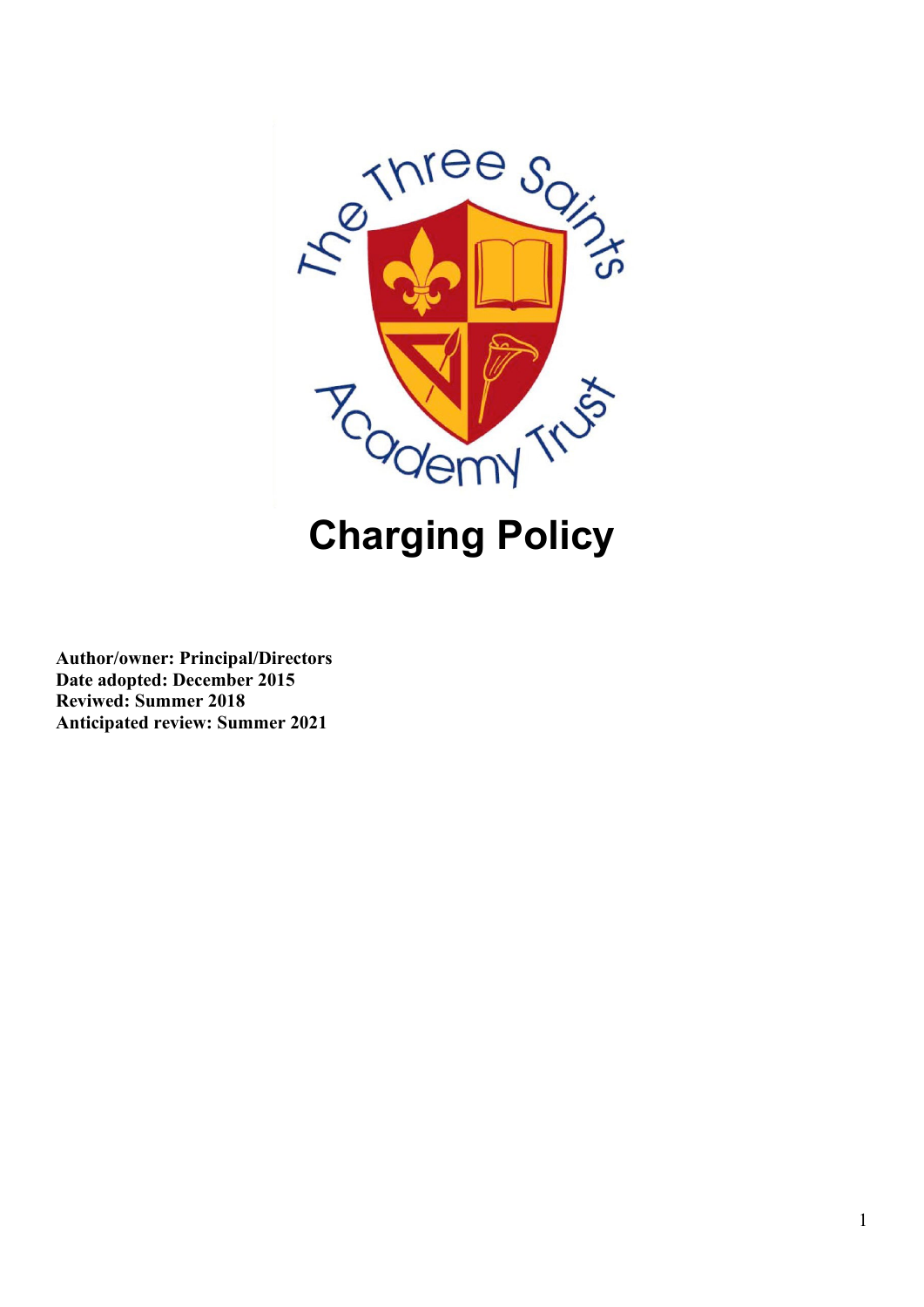# Charging Policy

**Author/owner: Principal/Directors**
**Date adopted: December 2015**
**Reviwed: Summer 2018**
**Anticipated review: Summer 2021**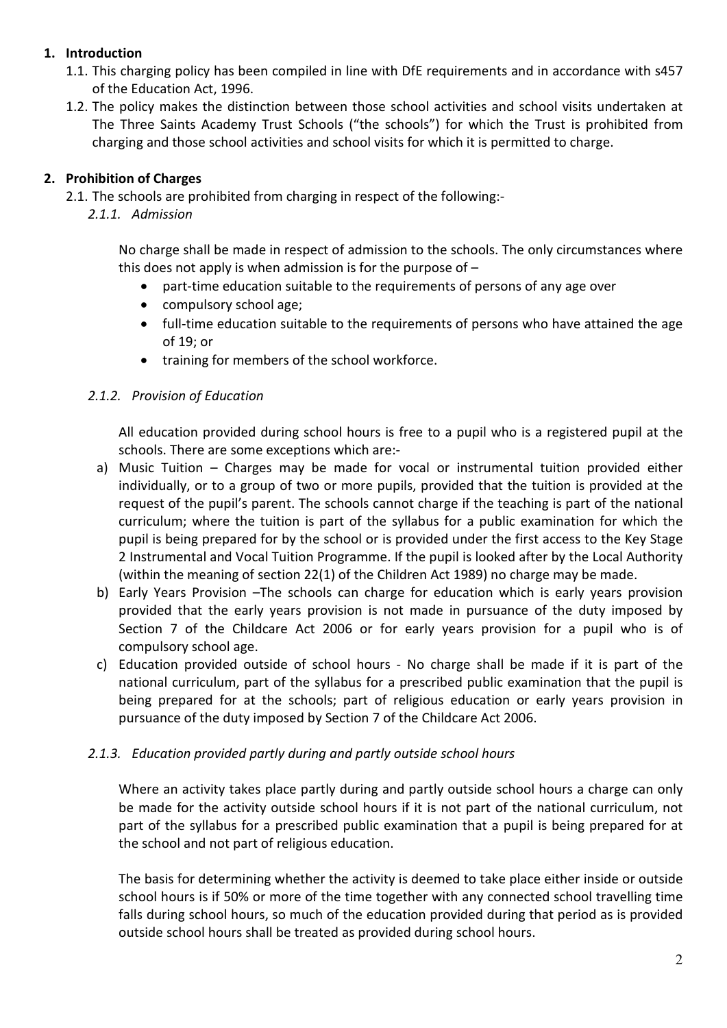## 1. Introduction

1.1. This charging policy has been compiled in line with DfE requirements and in accordance with s457 of the Education Act, 1996.

1.2. The policy makes the distinction between those school activities and school visits undertaken at The Three Saints Academy Trust Schools ("the schools") for which the Trust is prohibited from charging and those school activities and school visits for which it is permitted to charge.

## 2. Prohibition of Charges

2.1. The schools are prohibited from charging in respect of the following:-

### *2.1.1. Admission*

No charge shall be made in respect of admission to the schools. The only circumstances where this does not apply is when admission is for the purpose of –

- part-time education suitable to the requirements of persons of any age over
- compulsory school age;
- full-time education suitable to the requirements of persons who have attained the age of 19; or
- training for members of the school workforce.

### *2.1.2. Provision of Education*

All education provided during school hours is free to a pupil who is a registered pupil at the schools. There are some exceptions which are:-

a) Music Tuition – Charges may be made for vocal or instrumental tuition provided either individually, or to a group of two or more pupils, provided that the tuition is provided at the request of the pupil's parent. The schools cannot charge if the teaching is part of the national curriculum; where the tuition is part of the syllabus for a public examination for which the pupil is being prepared for by the school or is provided under the first access to the Key Stage 2 Instrumental and Vocal Tuition Programme. If the pupil is looked after by the Local Authority (within the meaning of section 22(1) of the Children Act 1989) no charge may be made.

b) Early Years Provision –The schools can charge for education which is early years provision provided that the early years provision is not made in pursuance of the duty imposed by Section 7 of the Childcare Act 2006 or for early years provision for a pupil who is of compulsory school age.

c) Education provided outside of school hours - No charge shall be made if it is part of the national curriculum, part of the syllabus for a prescribed public examination that the pupil is being prepared for at the schools; part of religious education or early years provision in pursuance of the duty imposed by Section 7 of the Childcare Act 2006.

### *2.1.3. Education provided partly during and partly outside school hours*

Where an activity takes place partly during and partly outside school hours a charge can only be made for the activity outside school hours if it is not part of the national curriculum, not part of the syllabus for a prescribed public examination that a pupil is being prepared for at the school and not part of religious education.

The basis for determining whether the activity is deemed to take place either inside or outside school hours is if 50% or more of the time together with any connected school travelling time falls during school hours, so much of the education provided during that period as is provided outside school hours shall be treated as provided during school hours.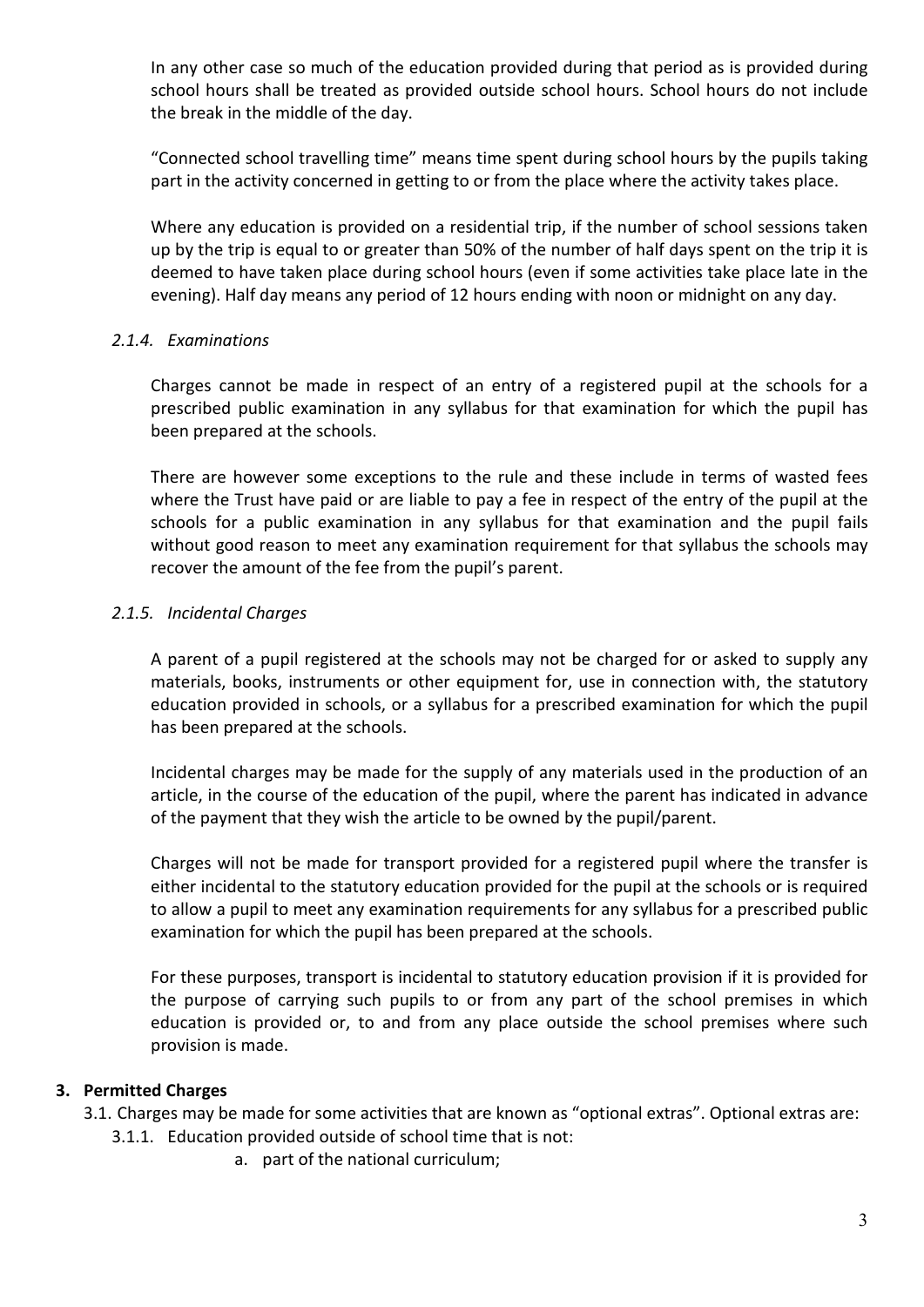In any other case so much of the education provided during that period as is provided during school hours shall be treated as provided outside school hours. School hours do not include the break in the middle of the day.

"Connected school travelling time" means time spent during school hours by the pupils taking part in the activity concerned in getting to or from the place where the activity takes place.

Where any education is provided on a residential trip, if the number of school sessions taken up by the trip is equal to or greater than 50% of the number of half days spent on the trip it is deemed to have taken place during school hours (even if some activities take place late in the evening). Half day means any period of 12 hours ending with noon or midnight on any day.

*2.1.4. Examinations*

Charges cannot be made in respect of an entry of a registered pupil at the schools for a prescribed public examination in any syllabus for that examination for which the pupil has been prepared at the schools.

There are however some exceptions to the rule and these include in terms of wasted fees where the Trust have paid or are liable to pay a fee in respect of the entry of the pupil at the schools for a public examination in any syllabus for that examination and the pupil fails without good reason to meet any examination requirement for that syllabus the schools may recover the amount of the fee from the pupil's parent.

*2.1.5. Incidental Charges*

A parent of a pupil registered at the schools may not be charged for or asked to supply any materials, books, instruments or other equipment for, use in connection with, the statutory education provided in schools, or a syllabus for a prescribed examination for which the pupil has been prepared at the schools.

Incidental charges may be made for the supply of any materials used in the production of an article, in the course of the education of the pupil, where the parent has indicated in advance of the payment that they wish the article to be owned by the pupil/parent.

Charges will not be made for transport provided for a registered pupil where the transfer is either incidental to the statutory education provided for the pupil at the schools or is required to allow a pupil to meet any examination requirements for any syllabus for a prescribed public examination for which the pupil has been prepared at the schools.

For these purposes, transport is incidental to statutory education provision if it is provided for the purpose of carrying such pupils to or from any part of the school premises in which education is provided or, to and from any place outside the school premises where such provision is made.

**3. Permitted Charges**

3.1. Charges may be made for some activities that are known as "optional extras". Optional extras are:

3.1.1. Education provided outside of school time that is not:

a. part of the national curriculum;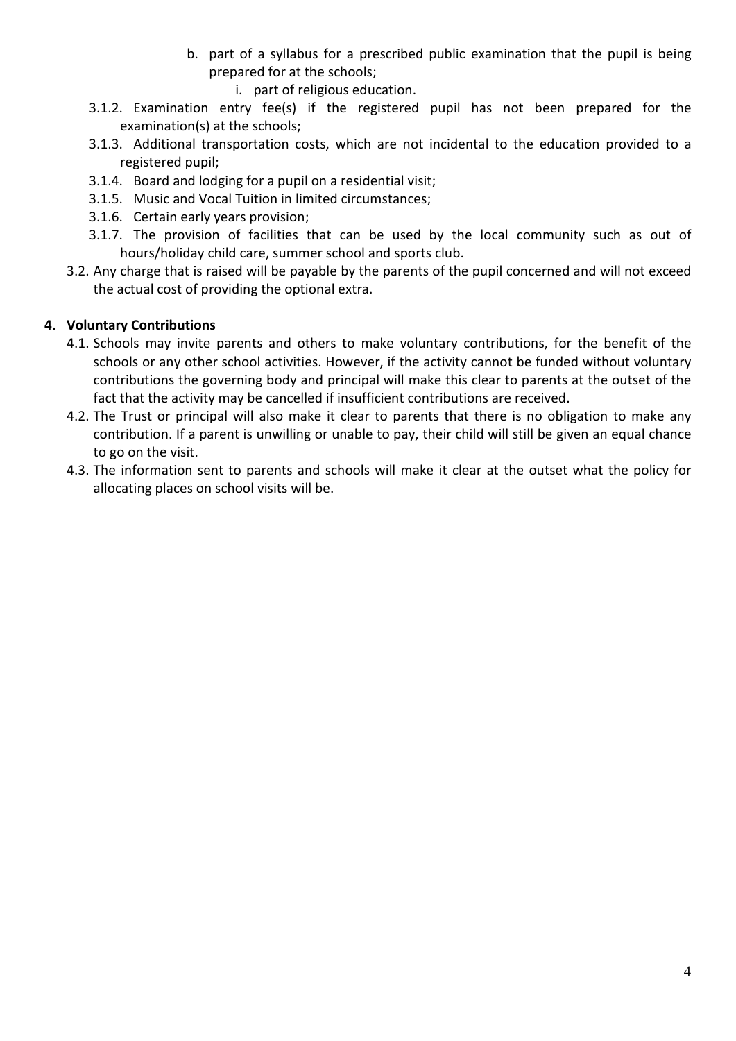b. part of a syllabus for a prescribed public examination that the pupil is being prepared for at the schools;
      i. part of religious education.

- 3.1.2. Examination entry fee(s) if the registered pupil has not been prepared for the examination(s) at the schools;
- 3.1.3. Additional transportation costs, which are not incidental to the education provided to a registered pupil;
- 3.1.4. Board and lodging for a pupil on a residential visit;
- 3.1.5. Music and Vocal Tuition in limited circumstances;
- 3.1.6. Certain early years provision;
- 3.1.7. The provision of facilities that can be used by the local community such as out of hours/holiday child care, summer school and sports club.

3.2. Any charge that is raised will be payable by the parents of the pupil concerned and will not exceed the actual cost of providing the optional extra.

## 4. Voluntary Contributions

4.1. Schools may invite parents and others to make voluntary contributions, for the benefit of the schools or any other school activities. However, if the activity cannot be funded without voluntary contributions the governing body and principal will make this clear to parents at the outset of the fact that the activity may be cancelled if insufficient contributions are received.

4.2. The Trust or principal will also make it clear to parents that there is no obligation to make any contribution. If a parent is unwilling or unable to pay, their child will still be given an equal chance to go on the visit.

4.3. The information sent to parents and schools will make it clear at the outset what the policy for allocating places on school visits will be.